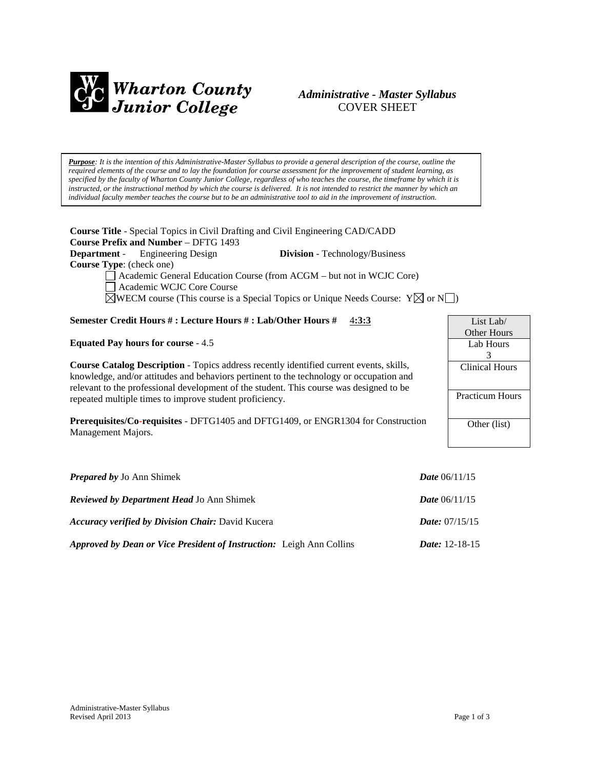**Wharton County Junior College**

***Administrative - Master Syllabus***
COVER SHEET

***Purpose**: It is the intention of this Administrative-Master Syllabus to provide a general description of the course, outline the required elements of the course and to lay the foundation for course assessment for the improvement of student learning, as specified by the faculty of Wharton County Junior College, regardless of who teaches the course, the timeframe by which it is instructed, or the instructional method by which the course is delivered. It is not intended to restrict the manner by which an individual faculty member teaches the course but to be an administrative tool to aid in the improvement of instruction.*

**Course Title** - Special Topics in Civil Drafting and Civil Engineering CAD/CADD
**Course Prefix and Number** – DFTG 1493
**Department** - Engineering Design **Division** - Technology/Business
**Course Type**: (check one)

- ☐ Academic General Education Course (from ACGM – but not in WCJC Core)
- ☐ Academic WCJC Core Course
- ☒ WECM course (This course is a Special Topics or Unique Needs Course: Y☒ or N☐)

**Semester Credit Hours # : Lecture Hours # : Lab/Other Hours #** **4:3:3**

| List Lab/ Other Hours |
|---|
| Lab Hours 3 |
| Clinical Hours |
| Practicum Hours |
| Other (list) |

**Equated Pay hours for course** - 4.5

**Course Catalog Description** - Topics address recently identified current events, skills, knowledge, and/or attitudes and behaviors pertinent to the technology or occupation and relevant to the professional development of the student. This course was designed to be repeated multiple times to improve student proficiency.

**Prerequisites/Co-requisites** - DFTG1405 and DFTG1409, or ENGR1304 for Construction Management Majors.

***Prepared by*** Jo Ann Shimek ***Date*** 06/11/15

***Reviewed by Department Head*** Jo Ann Shimek ***Date*** 06/11/15

***Accuracy verified by Division Chair:*** David Kucera ***Date:*** 07/15/15

***Approved by Dean or Vice President of Instruction:*** Leigh Ann Collins ***Date:*** 12-18-15

Administrative-Master Syllabus
Revised April 2013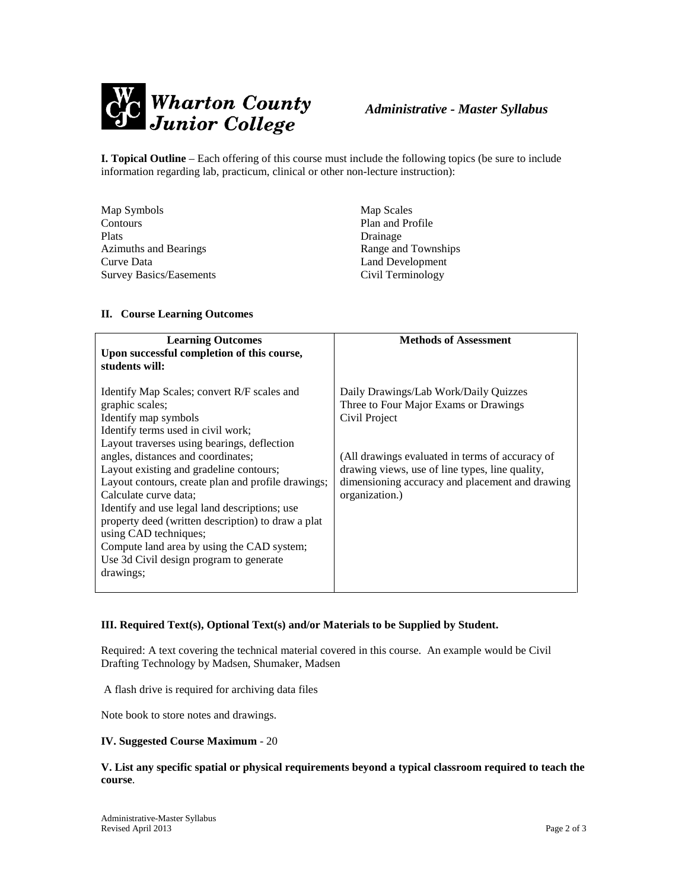**I. Topical Outline** – Each offering of this course must include the following topics (be sure to include information regarding lab, practicum, clinical or other non-lecture instruction):

- Map Symbols
- Contours
- Plats
- Azimuths and Bearings
- Curve Data
- Survey Basics/Easements
- Map Scales
- Plan and Profile
- Drainage
- Range and Townships
- Land Development
- Civil Terminology

**II. Course Learning Outcomes**

| Learning Outcomes<br>Upon successful completion of this course, students will: | Methods of Assessment |
|---|---|
| Identify Map Scales; convert R/F scales and graphic scales;<br>Identify map symbols<br>Identify terms used in civil work;<br>Layout traverses using bearings, deflection angles, distances and coordinates;<br>Layout existing and gradeline contours;<br>Layout contours, create plan and profile drawings;<br>Calculate curve data;<br>Identify and use legal land descriptions; use property deed (written description) to draw a plat using CAD techniques;<br>Compute land area by using the CAD system;<br>Use 3d Civil design program to generate drawings; | Daily Drawings/Lab Work/Daily Quizzes<br>Three to Four Major Exams or Drawings<br>Civil Project<br><br>(All drawings evaluated in terms of accuracy of drawing views, use of line types, line quality, dimensioning accuracy and placement and drawing organization.) |

**III. Required Text(s), Optional Text(s) and/or Materials to be Supplied by Student.**

Required: A text covering the technical material covered in this course. An example would be Civil Drafting Technology by Madsen, Shumaker, Madsen

A flash drive is required for archiving data files

Note book to store notes and drawings.

**IV. Suggested Course Maximum** - 20

**V. List any specific spatial or physical requirements beyond a typical classroom required to teach the course**.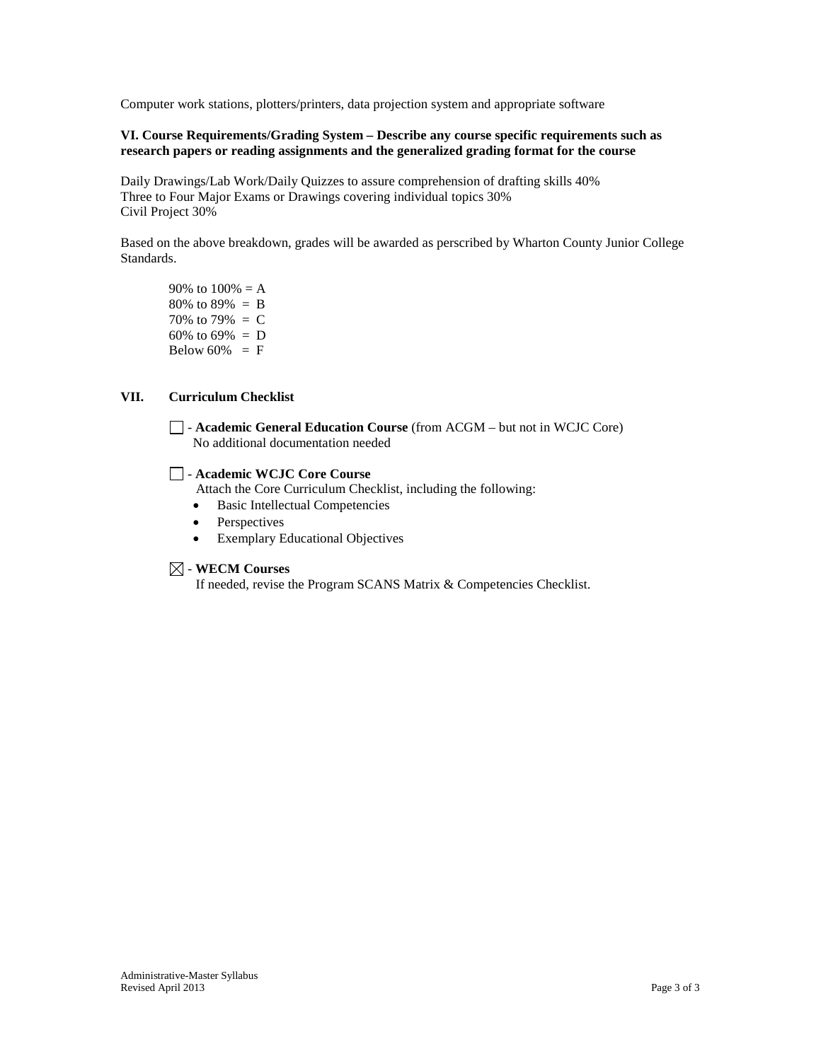Computer work stations, plotters/printers, data projection system and appropriate software

**VI. Course Requirements/Grading System – Describe any course specific requirements such as research papers or reading assignments and the generalized grading format for the course**

Daily Drawings/Lab Work/Daily Quizzes to assure comprehension of drafting skills 40%
Three to Four Major Exams or Drawings covering individual topics 30%
Civil Project 30%

Based on the above breakdown, grades will be awarded as perscribed by Wharton County Junior College Standards.

90% to 100% = A
80% to 89% = B
70% to 79% = C
60% to 69% = D
Below 60% = F

## VII. Curriculum Checklist

☐ - **Academic General Education Course** (from ACGM – but not in WCJC Core)
No additional documentation needed

☐ - **Academic WCJC Core Course**
Attach the Core Curriculum Checklist, including the following:

- Basic Intellectual Competencies
- Perspectives
- Exemplary Educational Objectives

☒ - **WECM Courses**
If needed, revise the Program SCANS Matrix & Competencies Checklist.

Administrative-Master Syllabus
Revised April 2013